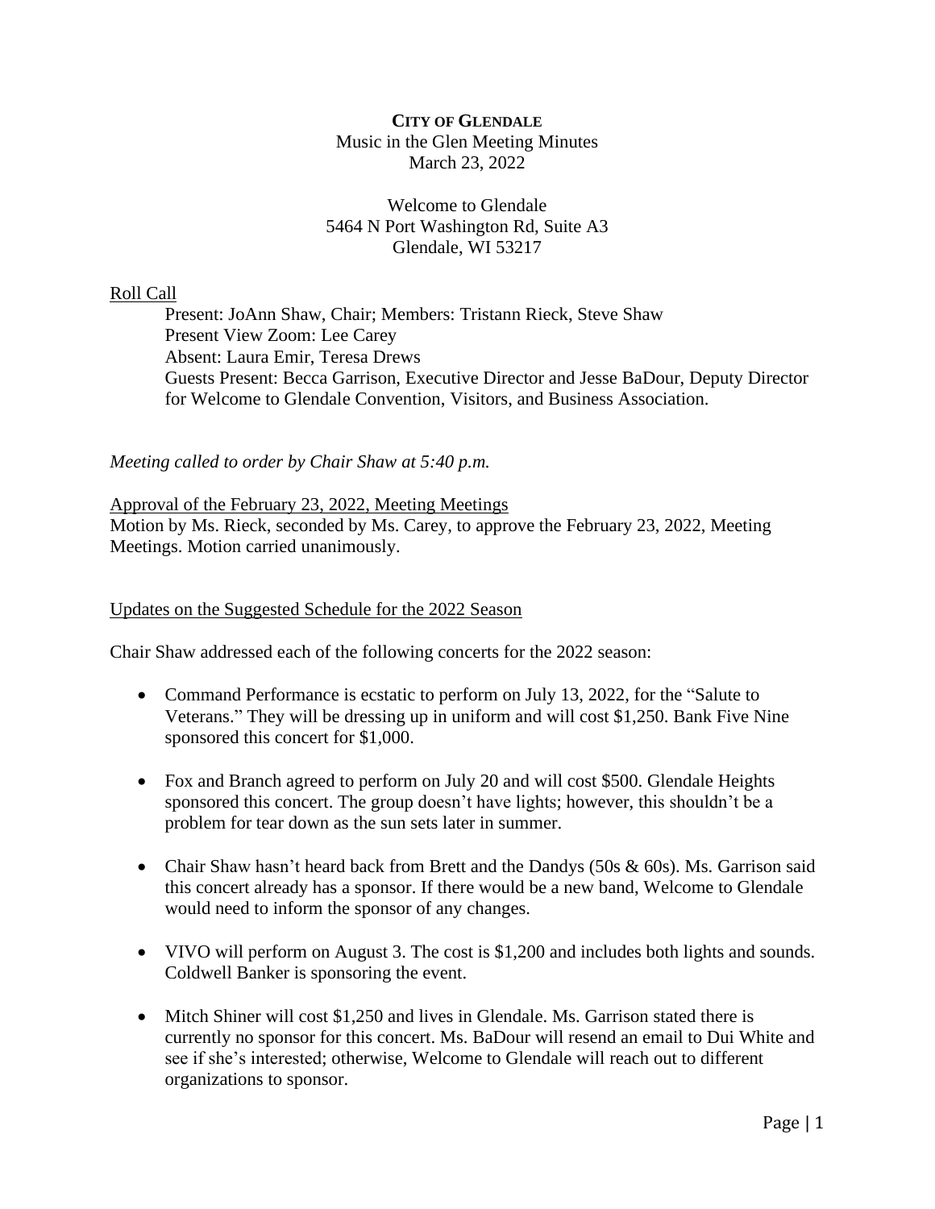**CITY OF GLENDALE**
Music in the Glen Meeting Minutes
March 23, 2022

Welcome to Glendale
5464 N Port Washington Rd, Suite A3
Glendale, WI 53217

Roll Call

Present: JoAnn Shaw, Chair; Members: Tristann Rieck, Steve Shaw
Present View Zoom: Lee Carey
Absent: Laura Emir, Teresa Drews
Guests Present: Becca Garrison, Executive Director and Jesse BaDour, Deputy Director for Welcome to Glendale Convention, Visitors, and Business Association.

*Meeting called to order by Chair Shaw at 5:40 p.m.*

Approval of the February 23, 2022, Meeting Meetings

Motion by Ms. Rieck, seconded by Ms. Carey, to approve the February 23, 2022, Meeting Meetings. Motion carried unanimously.

Updates on the Suggested Schedule for the 2022 Season

Chair Shaw addressed each of the following concerts for the 2022 season:

- Command Performance is ecstatic to perform on July 13, 2022, for the "Salute to Veterans." They will be dressing up in uniform and will cost $1,250. Bank Five Nine sponsored this concert for $1,000.
- Fox and Branch agreed to perform on July 20 and will cost $500. Glendale Heights sponsored this concert. The group doesn't have lights; however, this shouldn't be a problem for tear down as the sun sets later in summer.
- Chair Shaw hasn't heard back from Brett and the Dandys (50s & 60s). Ms. Garrison said this concert already has a sponsor. If there would be a new band, Welcome to Glendale would need to inform the sponsor of any changes.
- VIVO will perform on August 3. The cost is $1,200 and includes both lights and sounds. Coldwell Banker is sponsoring the event.
- Mitch Shiner will cost $1,250 and lives in Glendale. Ms. Garrison stated there is currently no sponsor for this concert. Ms. BaDour will resend an email to Dui White and see if she's interested; otherwise, Welcome to Glendale will reach out to different organizations to sponsor.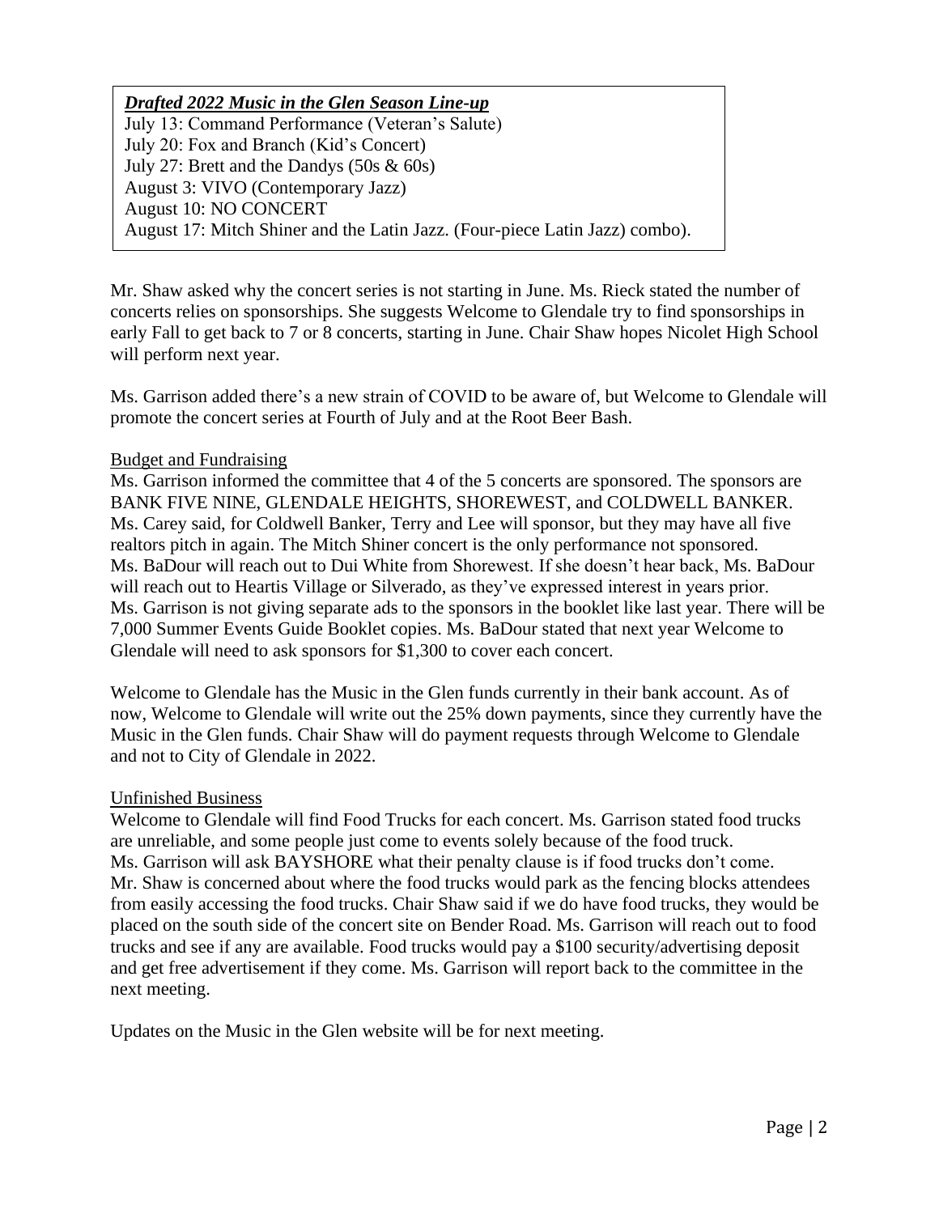***Drafted 2022 Music in the Glen Season Line-up***
July 13: Command Performance (Veteran's Salute)
July 20: Fox and Branch (Kid's Concert)
July 27: Brett and the Dandys (50s & 60s)
August 3: VIVO (Contemporary Jazz)
August 10: NO CONCERT
August 17: Mitch Shiner and the Latin Jazz. (Four-piece Latin Jazz) combo).

Mr. Shaw asked why the concert series is not starting in June. Ms. Rieck stated the number of concerts relies on sponsorships. She suggests Welcome to Glendale try to find sponsorships in early Fall to get back to 7 or 8 concerts, starting in June. Chair Shaw hopes Nicolet High School will perform next year.

Ms. Garrison added there's a new strain of COVID to be aware of, but Welcome to Glendale will promote the concert series at Fourth of July and at the Root Beer Bash.

<u>Budget and Fundraising</u>

Ms. Garrison informed the committee that 4 of the 5 concerts are sponsored. The sponsors are BANK FIVE NINE, GLENDALE HEIGHTS, SHOREWEST, and COLDWELL BANKER. Ms. Carey said, for Coldwell Banker, Terry and Lee will sponsor, but they may have all five realtors pitch in again. The Mitch Shiner concert is the only performance not sponsored. Ms. BaDour will reach out to Dui White from Shorewest. If she doesn't hear back, Ms. BaDour will reach out to Heartis Village or Silverado, as they've expressed interest in years prior. Ms. Garrison is not giving separate ads to the sponsors in the booklet like last year. There will be 7,000 Summer Events Guide Booklet copies. Ms. BaDour stated that next year Welcome to Glendale will need to ask sponsors for $1,300 to cover each concert.

Welcome to Glendale has the Music in the Glen funds currently in their bank account. As of now, Welcome to Glendale will write out the 25% down payments, since they currently have the Music in the Glen funds. Chair Shaw will do payment requests through Welcome to Glendale and not to City of Glendale in 2022.

<u>Unfinished Business</u>

Welcome to Glendale will find Food Trucks for each concert. Ms. Garrison stated food trucks are unreliable, and some people just come to events solely because of the food truck. Ms. Garrison will ask BAYSHORE what their penalty clause is if food trucks don't come. Mr. Shaw is concerned about where the food trucks would park as the fencing blocks attendees from easily accessing the food trucks. Chair Shaw said if we do have food trucks, they would be placed on the south side of the concert site on Bender Road. Ms. Garrison will reach out to food trucks and see if any are available. Food trucks would pay a $100 security/advertising deposit and get free advertisement if they come. Ms. Garrison will report back to the committee in the next meeting.

Updates on the Music in the Glen website will be for next meeting.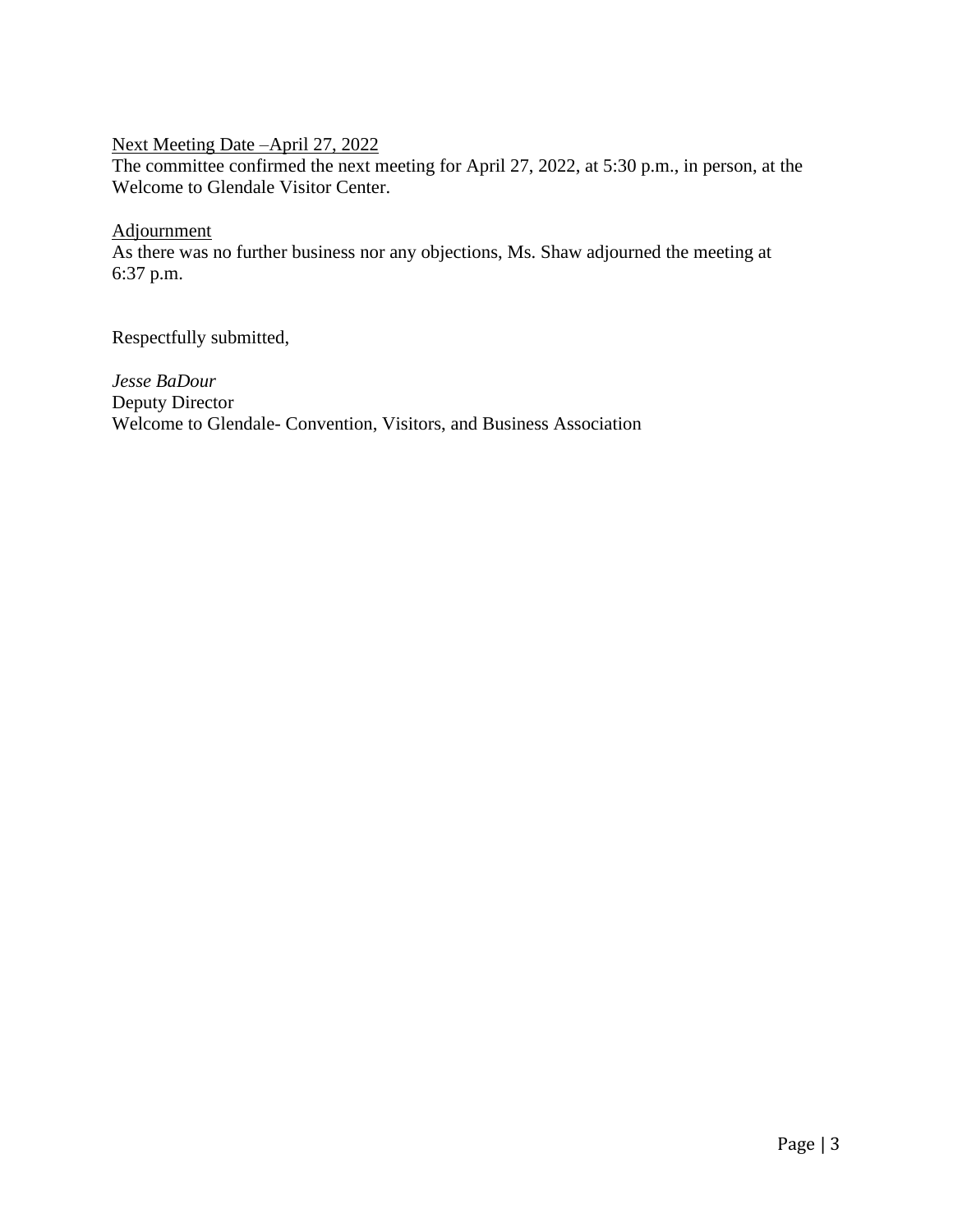Next Meeting Date –April 27, 2022

The committee confirmed the next meeting for April 27, 2022, at 5:30 p.m., in person, at the Welcome to Glendale Visitor Center.

Adjournment

As there was no further business nor any objections, Ms. Shaw adjourned the meeting at 6:37 p.m.

Respectfully submitted,

*Jesse BaDour*
Deputy Director
Welcome to Glendale- Convention, Visitors, and Business Association